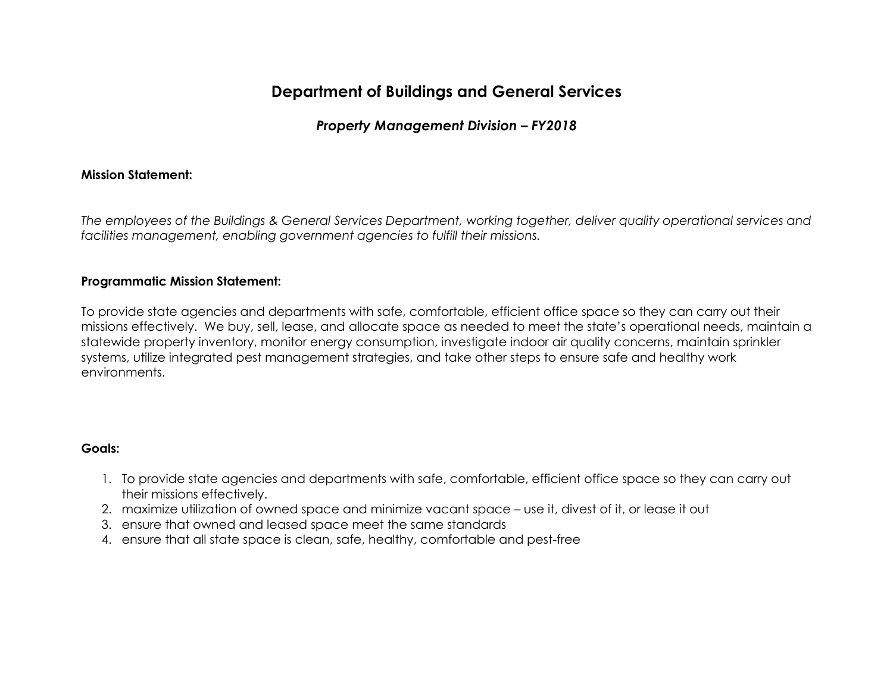# Department of Buildings and General Services

## *Property Management Division – FY2018*

**Mission Statement:**

*The employees of the Buildings & General Services Department, working together, deliver quality operational services and facilities management, enabling government agencies to fulfill their missions.*

**Programmatic Mission Statement:**

To provide state agencies and departments with safe, comfortable, efficient office space so they can carry out their missions effectively. We buy, sell, lease, and allocate space as needed to meet the state's operational needs, maintain a statewide property inventory, monitor energy consumption, investigate indoor air quality concerns, maintain sprinkler systems, utilize integrated pest management strategies, and take other steps to ensure safe and healthy work environments.

**Goals:**

1. To provide state agencies and departments with safe, comfortable, efficient office space so they can carry out their missions effectively.
2. maximize utilization of owned space and minimize vacant space – use it, divest of it, or lease it out
3. ensure that owned and leased space meet the same standards
4. ensure that all state space is clean, safe, healthy, comfortable and pest-free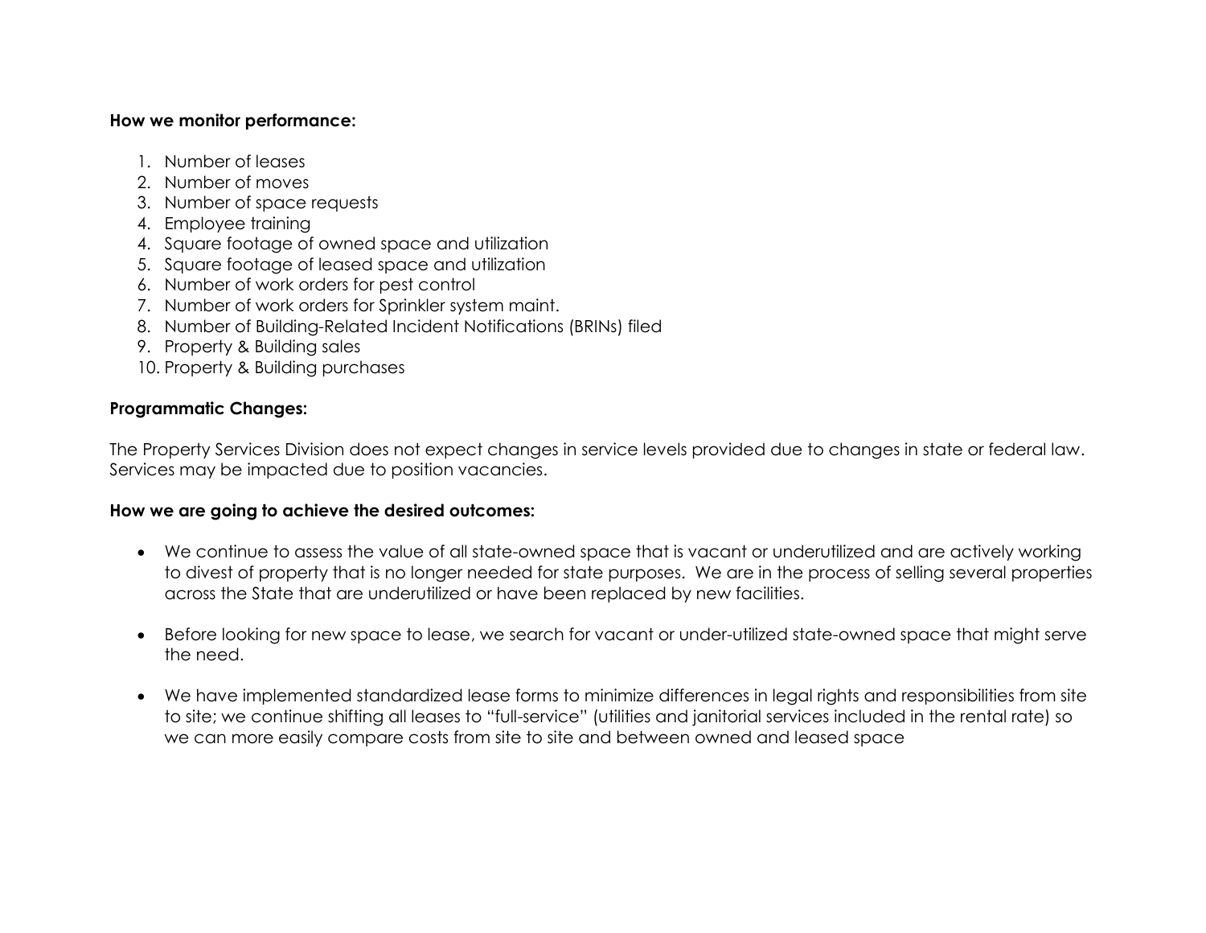**How we monitor performance:**

1. Number of leases
2. Number of moves
3. Number of space requests
4. Employee training
4. Square footage of owned space and utilization
5. Square footage of leased space and utilization
6. Number of work orders for pest control
7. Number of work orders for Sprinkler system maint.
8. Number of Building-Related Incident Notifications (BRINs) filed
9. Property & Building sales
10. Property & Building purchases

**Programmatic Changes:**

The Property Services Division does not expect changes in service levels provided due to changes in state or federal law. Services may be impacted due to position vacancies.

**How we are going to achieve the desired outcomes:**

- We continue to assess the value of all state-owned space that is vacant or underutilized and are actively working to divest of property that is no longer needed for state purposes. We are in the process of selling several properties across the State that are underutilized or have been replaced by new facilities.

- Before looking for new space to lease, we search for vacant or under-utilized state-owned space that might serve the need.

- We have implemented standardized lease forms to minimize differences in legal rights and responsibilities from site to site; we continue shifting all leases to "full-service" (utilities and janitorial services included in the rental rate) so we can more easily compare costs from site to site and between owned and leased space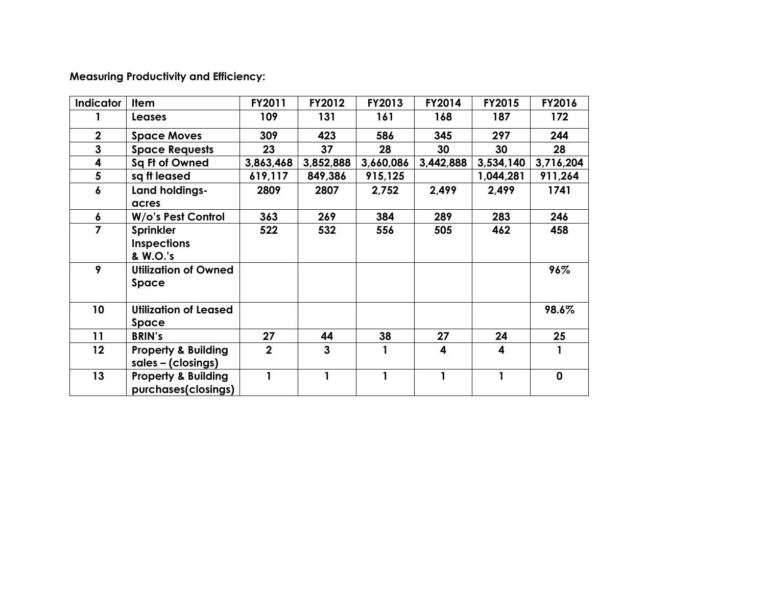**Measuring Productivity and Efficiency:**

| Indicator | Item | FY2011 | FY2012 | FY2013 | FY2014 | FY2015 | FY2016 |
|---|---|---|---|---|---|---|---|
| 1 | Leases | 109 | 131 | 161 | 168 | 187 | 172 |
| 2 | Space Moves | 309 | 423 | 586 | 345 | 297 | 244 |
| 3 | Space Requests | 23 | 37 | 28 | 30 | 30 | 28 |
| 4 | Sq Ft of Owned | 3,863,468 | 3,852,888 | 3,660,086 | 3,442,888 | 3,534,140 | 3,716,204 |
| 5 | sq ft leased | 619,117 | 849,386 | 915,125 | | 1,044,281 | 911,264 |
| 6 | Land holdings-acres | 2809 | 2807 | 2,752 | 2,499 | 2,499 | 1741 |
| 6 | W/o's Pest Control | 363 | 269 | 384 | 289 | 283 | 246 |
| 7 | Sprinkler Inspections & W.O.'s | 522 | 532 | 556 | 505 | 462 | 458 |
| 9 | Utilization of Owned Space | | | | | | 96% |
| 10 | Utilization of Leased Space | | | | | | 98.6% |
| 11 | BRIN's | 27 | 44 | 38 | 27 | 24 | 25 |
| 12 | Property & Building sales – (closings) | 2 | 3 | 1 | 4 | 4 | 1 |
| 13 | Property & Building purchases(closings) | 1 | 1 | 1 | 1 | 1 | 0 |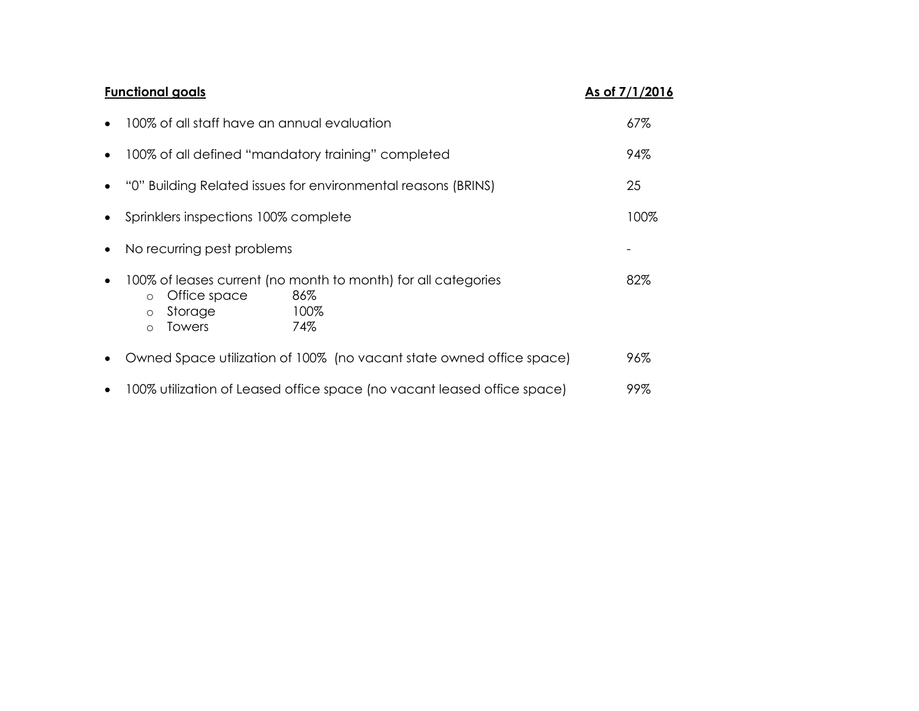| **Functional goals** | **As of 7/1/2016** |
|---|---|
| • 100% of all staff have an annual evaluation | 67% |
| • 100% of all defined "mandatory training" completed | 94% |
| • "0" Building Related issues for environmental reasons (BRINS) | 25 |
| • Sprinklers inspections 100% complete | 100% |
| • No recurring pest problems | - |
| • 100% of leases current (no month to month) for all categories<br>  ○ Office space 86%<br>  ○ Storage 100%<br>  ○ Towers 74% | 82% |
| • Owned Space utilization of 100% (no vacant state owned office space) | 96% |
| • 100% utilization of Leased office space (no vacant leased office space) | 99% |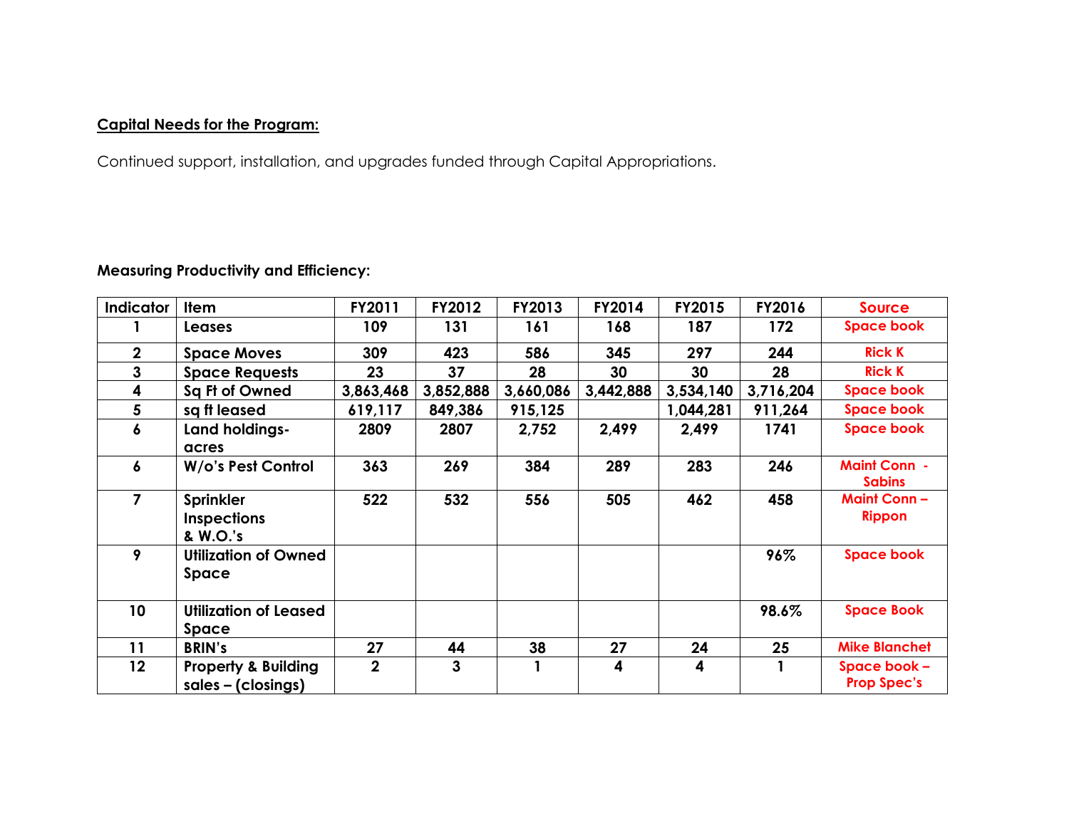**Capital Needs for the Program:**

Continued support, installation, and upgrades funded through Capital Appropriations.

**Measuring Productivity and Efficiency:**

| Indicator | Item | FY2011 | FY2012 | FY2013 | FY2014 | FY2015 | FY2016 | Source |
|---|---|---|---|---|---|---|---|---|
| 1 | Leases | 109 | 131 | 161 | 168 | 187 | 172 | Space book |
| 2 | Space Moves | 309 | 423 | 586 | 345 | 297 | 244 | Rick K |
| 3 | Space Requests | 23 | 37 | 28 | 30 | 30 | 28 | Rick K |
| 4 | Sq Ft of Owned | 3,863,468 | 3,852,888 | 3,660,086 | 3,442,888 | 3,534,140 | 3,716,204 | Space book |
| 5 | sq ft leased | 619,117 | 849,386 | 915,125 | | 1,044,281 | 911,264 | Space book |
| 6 | Land holdings-acres | 2809 | 2807 | 2,752 | 2,499 | 2,499 | 1741 | Space book |
| 6 | W/o's Pest Control | 363 | 269 | 384 | 289 | 283 | 246 | Maint Conn - Sabins |
| 7 | Sprinkler Inspections & W.O.'s | 522 | 532 | 556 | 505 | 462 | 458 | Maint Conn – Rippon |
| 9 | Utilization of Owned Space | | | | | | 96% | Space book |
| 10 | Utilization of Leased Space | | | | | | 98.6% | Space Book |
| 11 | BRIN's | 27 | 44 | 38 | 27 | 24 | 25 | Mike Blanchet |
| 12 | Property & Building sales – (closings) | 2 | 3 | 1 | 4 | 4 | 1 | Space book – Prop Spec's |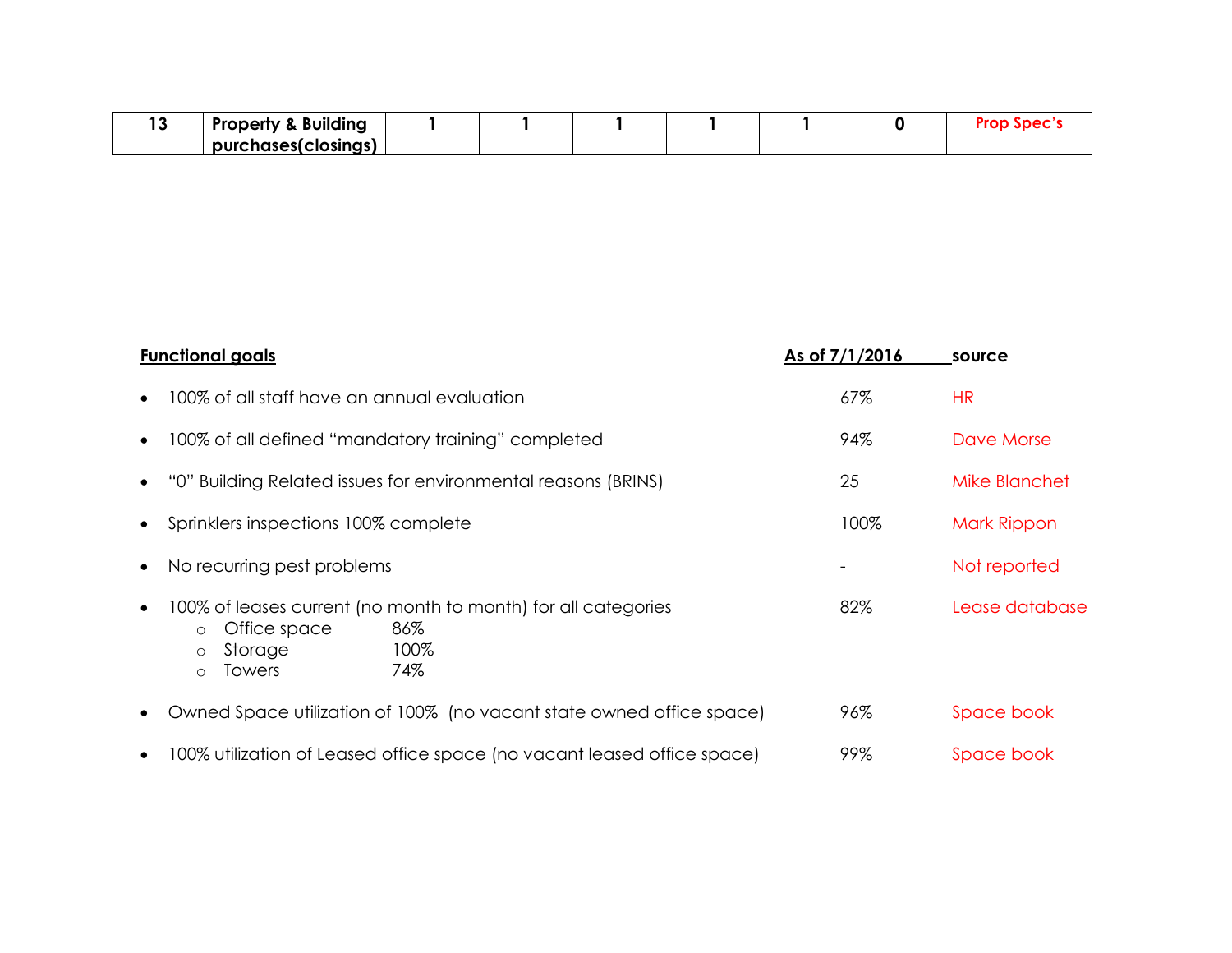| | | | | | | | | |
|---|---|---|---|---|---|---|---|---|
| 13 | **Property & Building purchases(closings)** | **1** | **1** | **1** | **1** | **1** | **0** | **Prop Spec's** |

| **Functional goals** | **As of 7/1/2016** | **source** |
|---|---|---|
| • 100% of all staff have an annual evaluation | 67% | HR |
| • 100% of all defined "mandatory training" completed | 94% | Dave Morse |
| • "0" Building Related issues for environmental reasons (BRINS) | 25 | Mike Blanchet |
| • Sprinklers inspections 100% complete | 100% | Mark Rippon |
| • No recurring pest problems | - | Not reported |
| • 100% of leases current (no month to month) for all categories<br>○ Office space 86%<br>○ Storage 100%<br>○ Towers 74% | 82% | Lease database |
| • Owned Space utilization of 100% (no vacant state owned office space) | 96% | Space book |
| • 100% utilization of Leased office space (no vacant leased office space) | 99% | Space book |